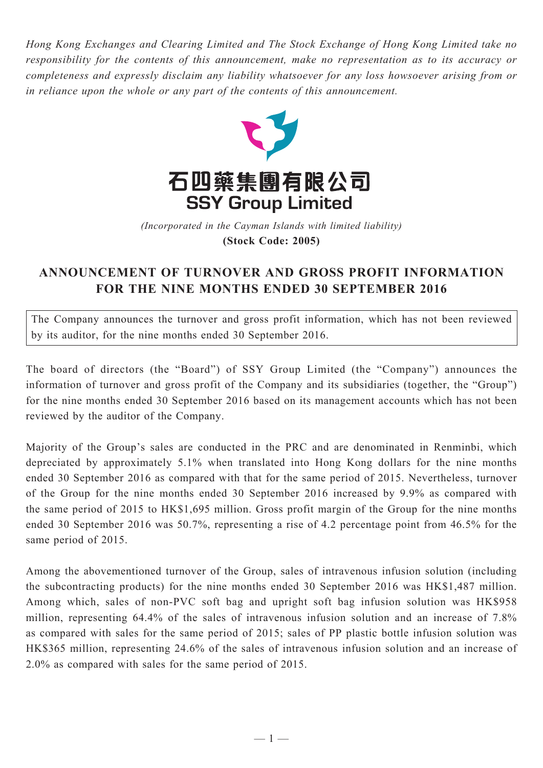*Hong Kong Exchanges and Clearing Limited and The Stock Exchange of Hong Kong Limited take no responsibility for the contents of this announcement, make no representation as to its accuracy or completeness and expressly disclaim any liability whatsoever for any loss howsoever arising from or in reliance upon the whole or any part of the contents of this announcement.*

# 石四藥集團有限公司
# SSY Group Limited

*(Incorporated in the Cayman Islands with limited liability)*
**(Stock Code: 2005)**

## ANNOUNCEMENT OF TURNOVER AND GROSS PROFIT INFORMATION FOR THE NINE MONTHS ENDED 30 SEPTEMBER 2016

The Company announces the turnover and gross profit information, which has not been reviewed by its auditor, for the nine months ended 30 September 2016.

The board of directors (the "Board") of SSY Group Limited (the "Company") announces the information of turnover and gross profit of the Company and its subsidiaries (together, the "Group") for the nine months ended 30 September 2016 based on its management accounts which has not been reviewed by the auditor of the Company.

Majority of the Group's sales are conducted in the PRC and are denominated in Renminbi, which depreciated by approximately 5.1% when translated into Hong Kong dollars for the nine months ended 30 September 2016 as compared with that for the same period of 2015. Nevertheless, turnover of the Group for the nine months ended 30 September 2016 increased by 9.9% as compared with the same period of 2015 to HK$1,695 million. Gross profit margin of the Group for the nine months ended 30 September 2016 was 50.7%, representing a rise of 4.2 percentage point from 46.5% for the same period of 2015.

Among the abovementioned turnover of the Group, sales of intravenous infusion solution (including the subcontracting products) for the nine months ended 30 September 2016 was HK$1,487 million. Among which, sales of non-PVC soft bag and upright soft bag infusion solution was HK$958 million, representing 64.4% of the sales of intravenous infusion solution and an increase of 7.8% as compared with sales for the same period of 2015; sales of PP plastic bottle infusion solution was HK$365 million, representing 24.6% of the sales of intravenous infusion solution and an increase of 2.0% as compared with sales for the same period of 2015.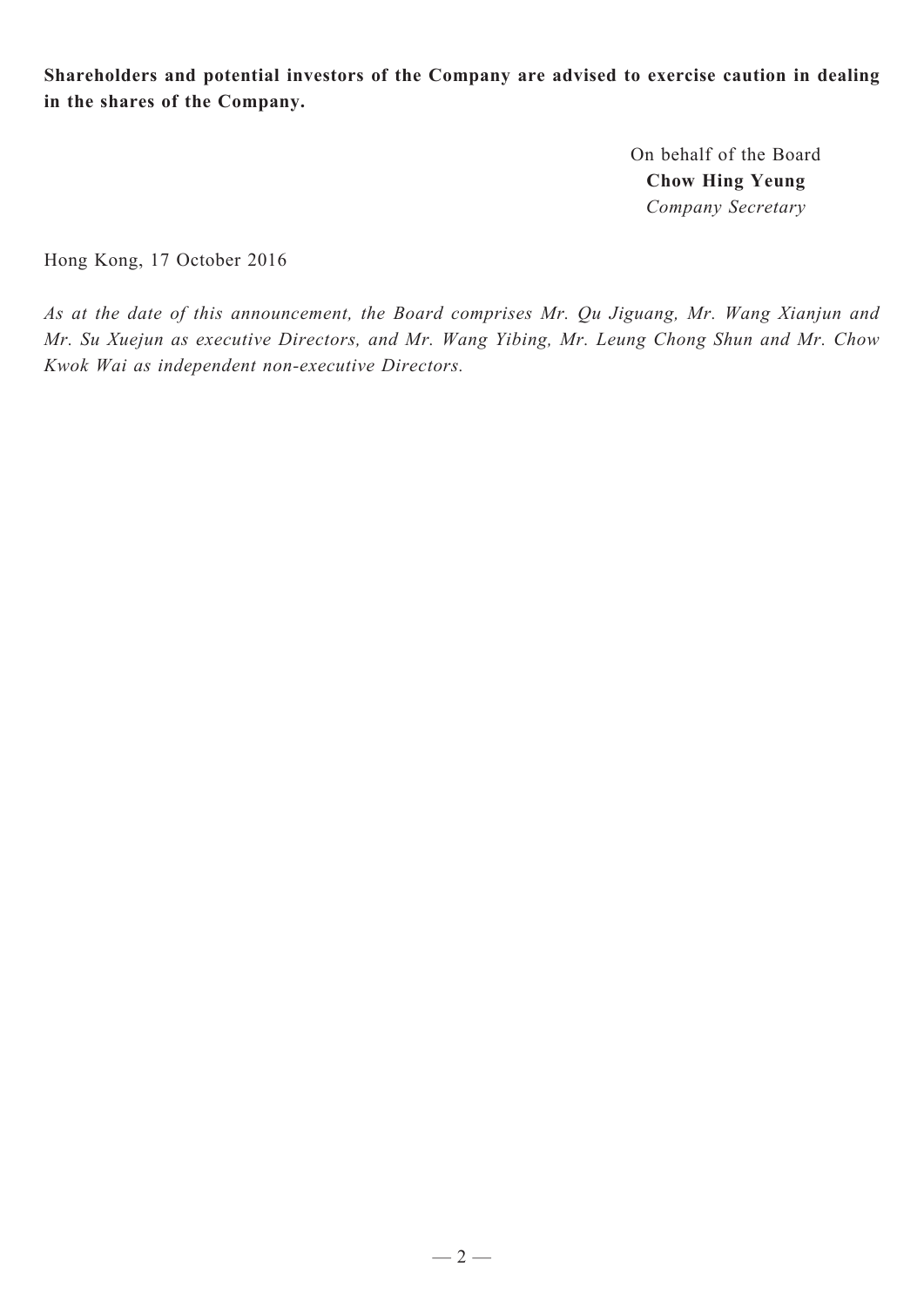**Shareholders and potential investors of the Company are advised to exercise caution in dealing in the shares of the Company.**

On behalf of the Board
**Chow Hing Yeung**
*Company Secretary*

Hong Kong, 17 October 2016

*As at the date of this announcement, the Board comprises Mr. Qu Jiguang, Mr. Wang Xianjun and Mr. Su Xuejun as executive Directors, and Mr. Wang Yibing, Mr. Leung Chong Shun and Mr. Chow Kwok Wai as independent non-executive Directors.*